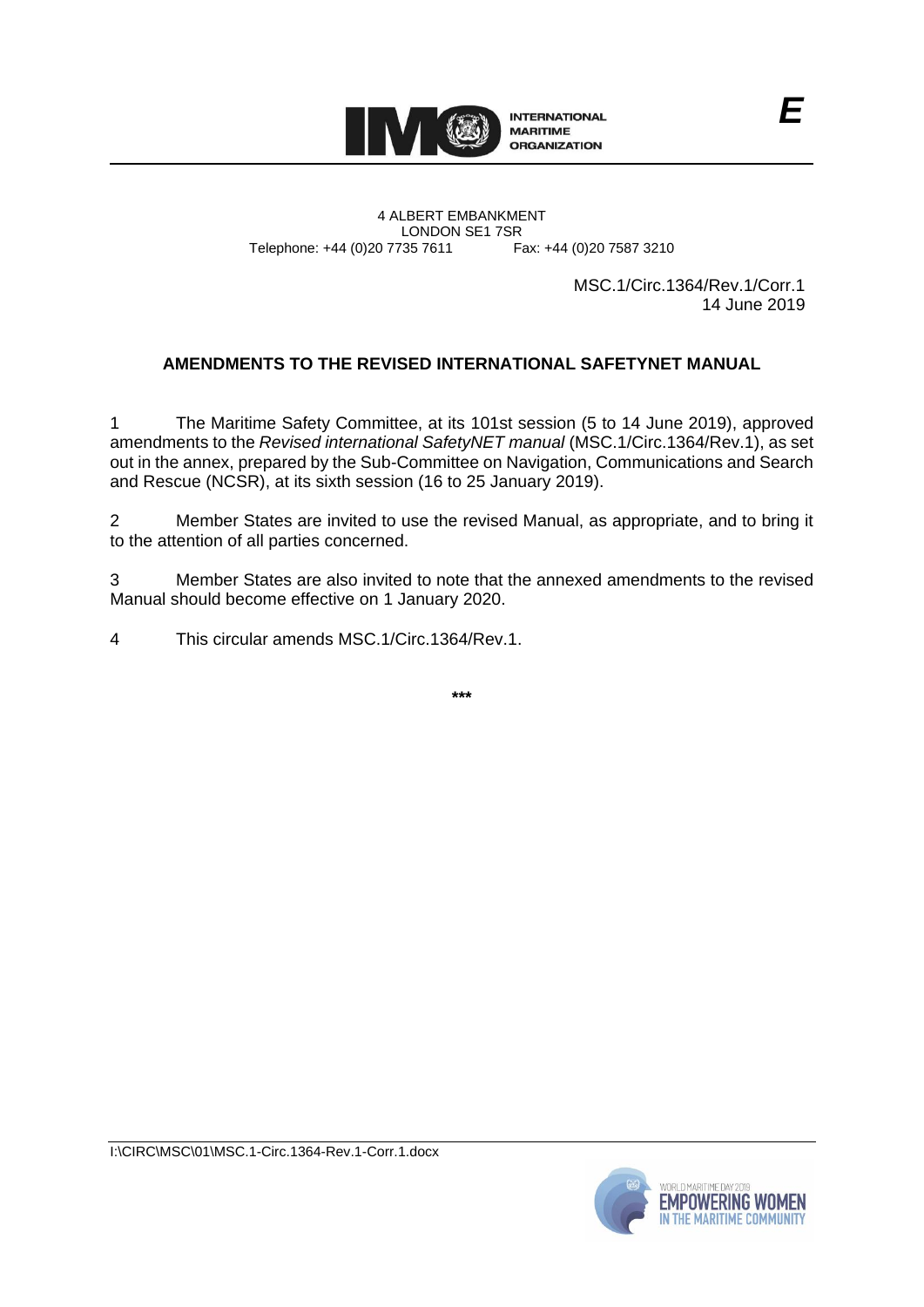INTERNATIONAL MARITIME ORGANIZATION

E

4 ALBERT EMBANKMENT
LONDON SE1 7SR
Telephone: +44 (0)20 7735 7611 Fax: +44 (0)20 7587 3210

MSC.1/Circ.1364/Rev.1/Corr.1
14 June 2019

**AMENDMENTS TO THE REVISED INTERNATIONAL SAFETYNET MANUAL**

1 The Maritime Safety Committee, at its 101st session (5 to 14 June 2019), approved amendments to the *Revised international SafetyNET manual* (MSC.1/Circ.1364/Rev.1), as set out in the annex, prepared by the Sub-Committee on Navigation, Communications and Search and Rescue (NCSR), at its sixth session (16 to 25 January 2019).

2 Member States are invited to use the revised Manual, as appropriate, and to bring it to the attention of all parties concerned.

3 Member States are also invited to note that the annexed amendments to the revised Manual should become effective on 1 January 2020.

4 This circular amends MSC.1/Circ.1364/Rev.1.

\*\*\*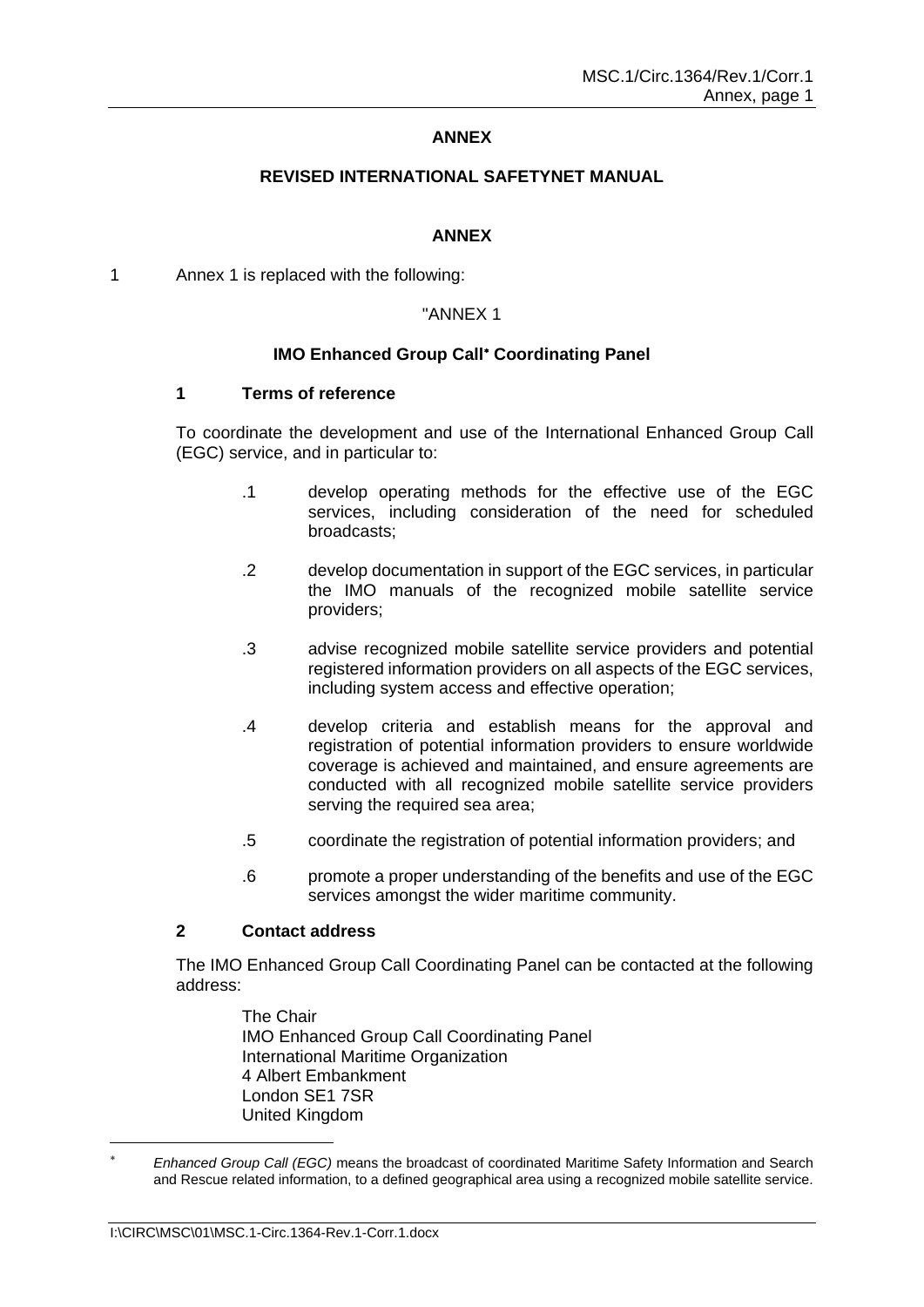## ANNEX

## REVISED INTERNATIONAL SAFETYNET MANUAL

## ANNEX

1 Annex 1 is replaced with the following:

"ANNEX 1

### IMO Enhanced Group Call* Coordinating Panel

#### 1 Terms of reference

To coordinate the development and use of the International Enhanced Group Call (EGC) service, and in particular to:

.1 develop operating methods for the effective use of the EGC services, including consideration of the need for scheduled broadcasts;

.2 develop documentation in support of the EGC services, in particular the IMO manuals of the recognized mobile satellite service providers;

.3 advise recognized mobile satellite service providers and potential registered information providers on all aspects of the EGC services, including system access and effective operation;

.4 develop criteria and establish means for the approval and registration of potential information providers to ensure worldwide coverage is achieved and maintained, and ensure agreements are conducted with all recognized mobile satellite service providers serving the required sea area;

.5 coordinate the registration of potential information providers; and

.6 promote a proper understanding of the benefits and use of the EGC services amongst the wider maritime community.

#### 2 Contact address

The IMO Enhanced Group Call Coordinating Panel can be contacted at the following address:

The Chair
IMO Enhanced Group Call Coordinating Panel
International Maritime Organization
4 Albert Embankment
London SE1 7SR
United Kingdom

---

\* *Enhanced Group Call (EGC)* means the broadcast of coordinated Maritime Safety Information and Search and Rescue related information, to a defined geographical area using a recognized mobile satellite service.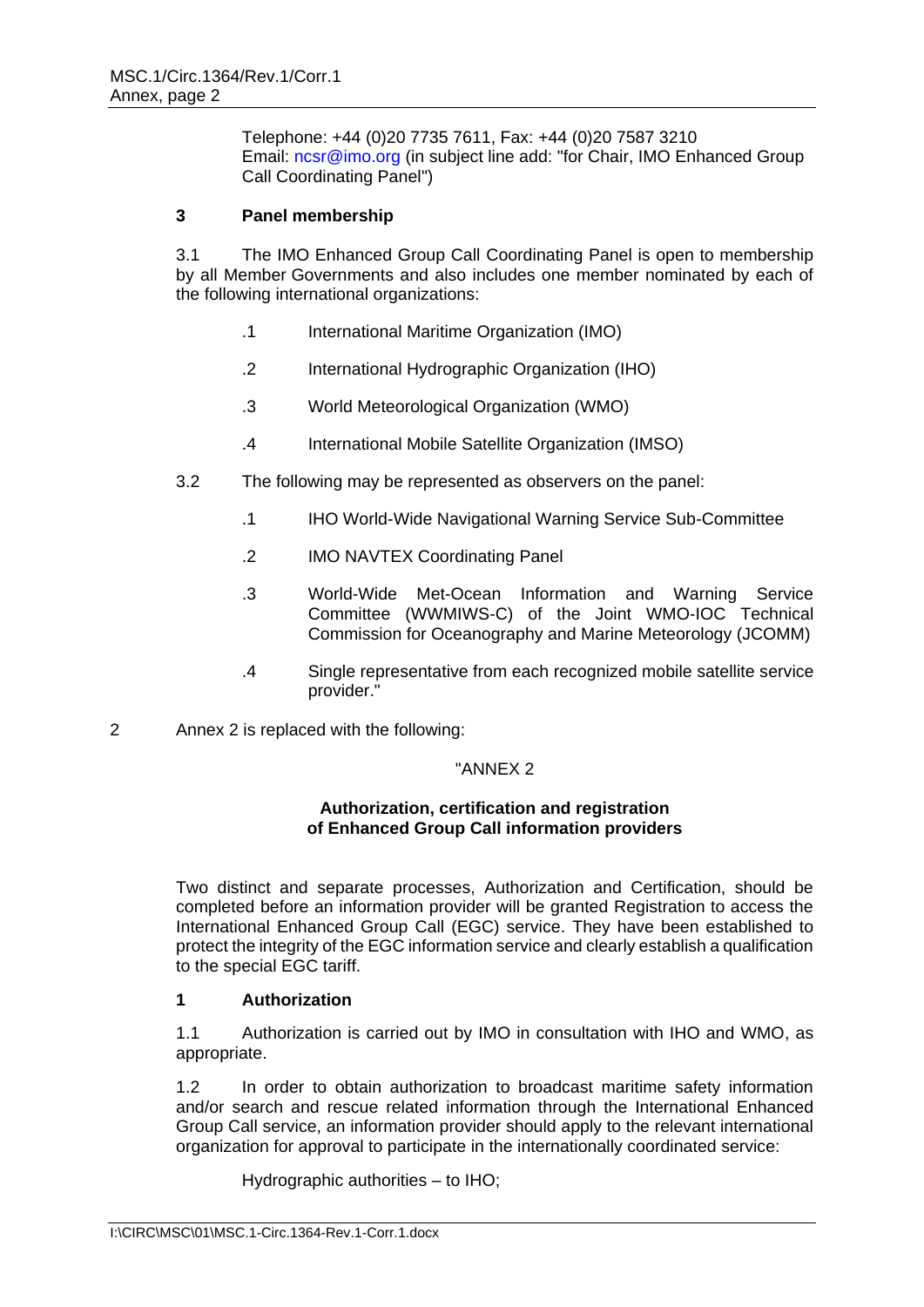Telephone: +44 (0)20 7735 7611, Fax: +44 (0)20 7587 3210
Email: ncsr@imo.org (in subject line add: "for Chair, IMO Enhanced Group Call Coordinating Panel")

**3 Panel membership**

3.1 The IMO Enhanced Group Call Coordinating Panel is open to membership by all Member Governments and also includes one member nominated by each of the following international organizations:

.1 International Maritime Organization (IMO)

.2 International Hydrographic Organization (IHO)

.3 World Meteorological Organization (WMO)

.4 International Mobile Satellite Organization (IMSO)

3.2 The following may be represented as observers on the panel:

.1 IHO World-Wide Navigational Warning Service Sub-Committee

.2 IMO NAVTEX Coordinating Panel

.3 World-Wide Met-Ocean Information and Warning Service Committee (WWMIWS-C) of the Joint WMO-IOC Technical Commission for Oceanography and Marine Meteorology (JCOMM)

.4 Single representative from each recognized mobile satellite service provider."

2 Annex 2 is replaced with the following:

"ANNEX 2

**Authorization, certification and registration of Enhanced Group Call information providers**

Two distinct and separate processes, Authorization and Certification, should be completed before an information provider will be granted Registration to access the International Enhanced Group Call (EGC) service. They have been established to protect the integrity of the EGC information service and clearly establish a qualification to the special EGC tariff.

**1 Authorization**

1.1 Authorization is carried out by IMO in consultation with IHO and WMO, as appropriate.

1.2 In order to obtain authorization to broadcast maritime safety information and/or search and rescue related information through the International Enhanced Group Call service, an information provider should apply to the relevant international organization for approval to participate in the internationally coordinated service:

Hydrographic authorities – to IHO;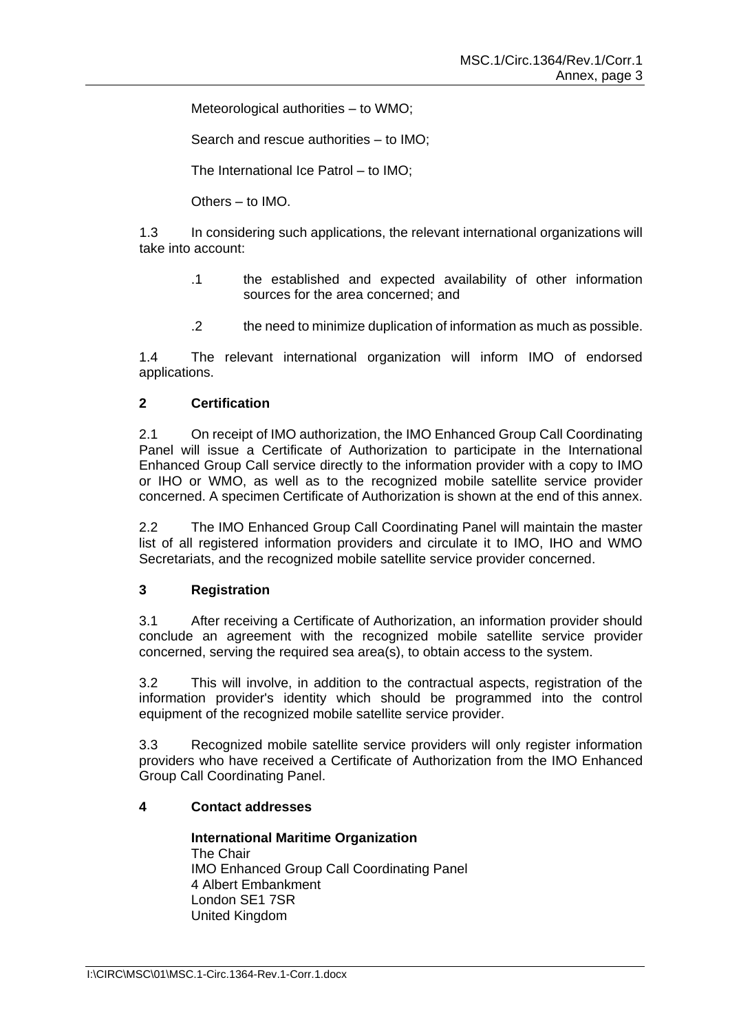Meteorological authorities – to WMO;

Search and rescue authorities – to IMO;

The International Ice Patrol – to IMO;

Others – to IMO.

1.3 In considering such applications, the relevant international organizations will take into account:

> .1 the established and expected availability of other information sources for the area concerned; and
>
> .2 the need to minimize duplication of information as much as possible.

1.4 The relevant international organization will inform IMO of endorsed applications.

## 2 Certification

2.1 On receipt of IMO authorization, the IMO Enhanced Group Call Coordinating Panel will issue a Certificate of Authorization to participate in the International Enhanced Group Call service directly to the information provider with a copy to IMO or IHO or WMO, as well as to the recognized mobile satellite service provider concerned. A specimen Certificate of Authorization is shown at the end of this annex.

2.2 The IMO Enhanced Group Call Coordinating Panel will maintain the master list of all registered information providers and circulate it to IMO, IHO and WMO Secretariats, and the recognized mobile satellite service provider concerned.

## 3 Registration

3.1 After receiving a Certificate of Authorization, an information provider should conclude an agreement with the recognized mobile satellite service provider concerned, serving the required sea area(s), to obtain access to the system.

3.2 This will involve, in addition to the contractual aspects, registration of the information provider's identity which should be programmed into the control equipment of the recognized mobile satellite service provider.

3.3 Recognized mobile satellite service providers will only register information providers who have received a Certificate of Authorization from the IMO Enhanced Group Call Coordinating Panel.

## 4 Contact addresses

**International Maritime Organization**  
The Chair  
IMO Enhanced Group Call Coordinating Panel  
4 Albert Embankment  
London SE1 7SR  
United Kingdom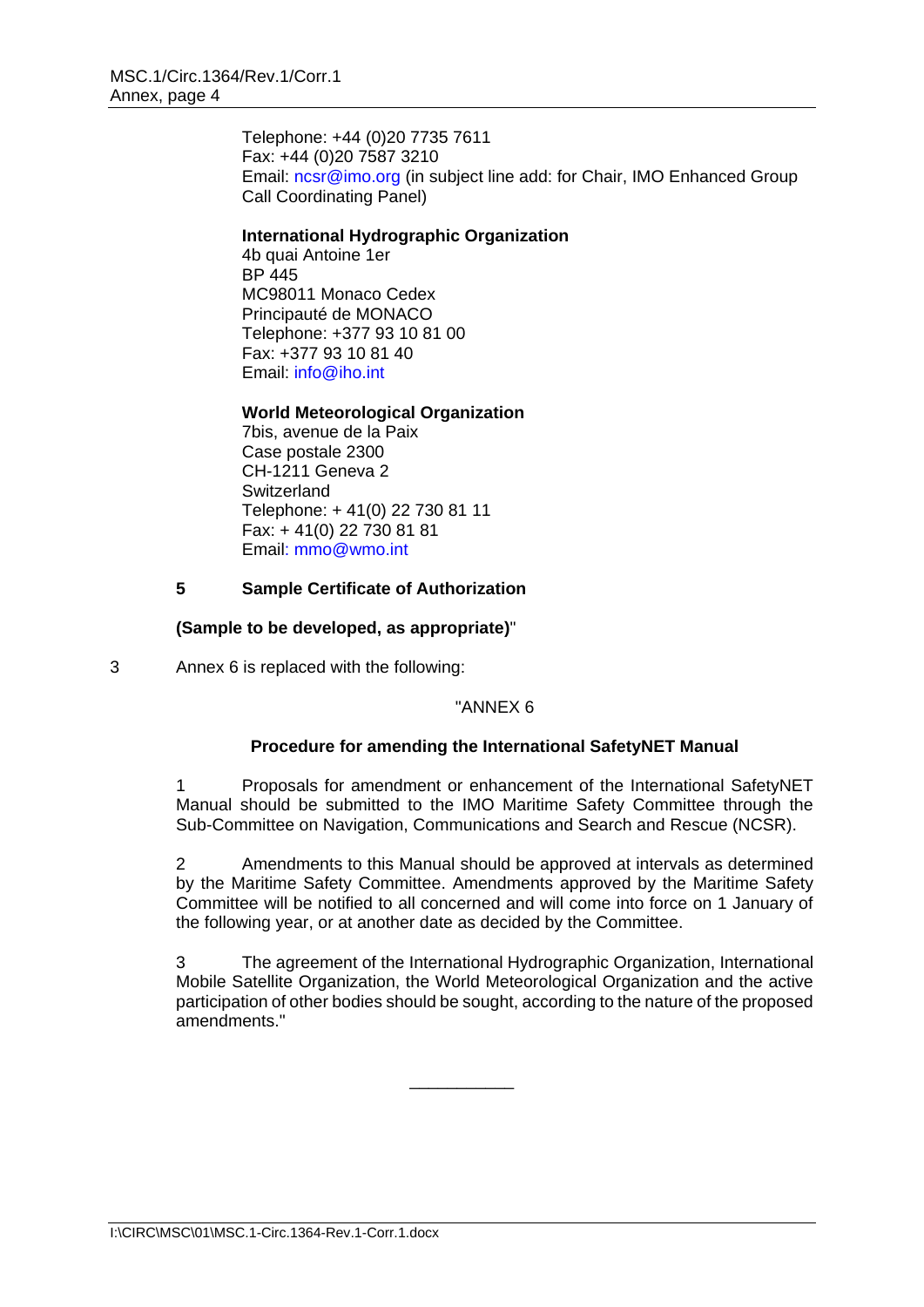Telephone: +44 (0)20 7735 7611
Fax: +44 (0)20 7587 3210
Email: ncsr@imo.org (in subject line add: for Chair, IMO Enhanced Group Call Coordinating Panel)

**International Hydrographic Organization**
4b quai Antoine 1er
BP 445
MC98011 Monaco Cedex
Principauté de MONACO
Telephone: +377 93 10 81 00
Fax: +377 93 10 81 40
Email: info@iho.int

**World Meteorological Organization**
7bis, avenue de la Paix
Case postale 2300
CH-1211 Geneva 2
Switzerland
Telephone: + 41(0) 22 730 81 11
Fax: + 41(0) 22 730 81 81
Email: mmo@wmo.int

**5 Sample Certificate of Authorization**

**(Sample to be developed, as appropriate)**"

3 Annex 6 is replaced with the following:

"ANNEX 6

**Procedure for amending the International SafetyNET Manual**

1 Proposals for amendment or enhancement of the International SafetyNET Manual should be submitted to the IMO Maritime Safety Committee through the Sub-Committee on Navigation, Communications and Search and Rescue (NCSR).

2 Amendments to this Manual should be approved at intervals as determined by the Maritime Safety Committee. Amendments approved by the Maritime Safety Committee will be notified to all concerned and will come into force on 1 January of the following year, or at another date as decided by the Committee.

3 The agreement of the International Hydrographic Organization, International Mobile Satellite Organization, the World Meteorological Organization and the active participation of other bodies should be sought, according to the nature of the proposed amendments."

___________